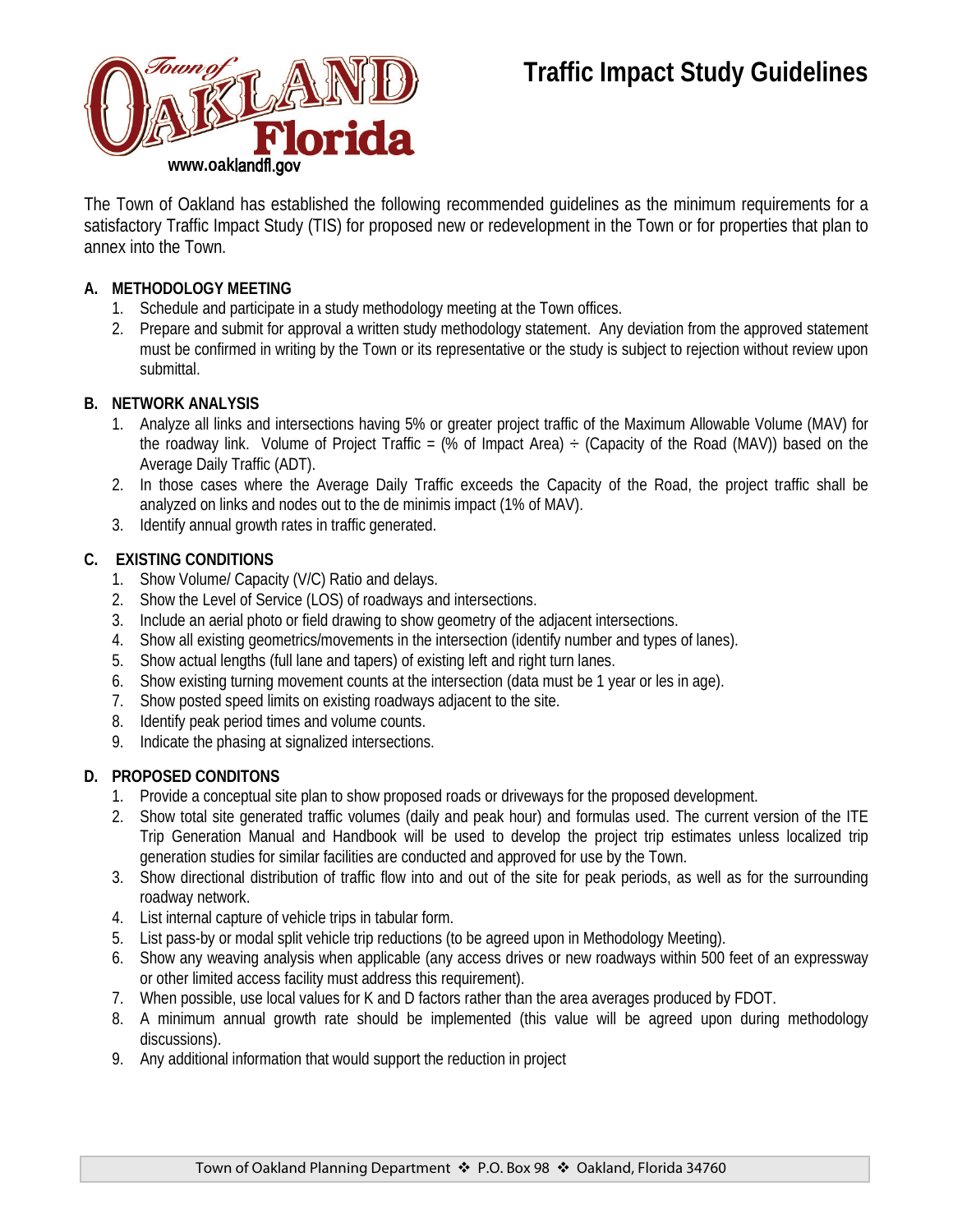Town of OAKLAND Florida
www.oaklandfl.gov

# Traffic Impact Study Guidelines

The Town of Oakland has established the following recommended guidelines as the minimum requirements for a satisfactory Traffic Impact Study (TIS) for proposed new or redevelopment in the Town or for properties that plan to annex into the Town.

## A. METHODOLOGY MEETING

1. Schedule and participate in a study methodology meeting at the Town offices.
2. Prepare and submit for approval a written study methodology statement. Any deviation from the approved statement must be confirmed in writing by the Town or its representative or the study is subject to rejection without review upon submittal.

## B. NETWORK ANALYSIS

1. Analyze all links and intersections having 5% or greater project traffic of the Maximum Allowable Volume (MAV) for the roadway link. Volume of Project Traffic = (% of Impact Area) ÷ (Capacity of the Road (MAV)) based on the Average Daily Traffic (ADT).
2. In those cases where the Average Daily Traffic exceeds the Capacity of the Road, the project traffic shall be analyzed on links and nodes out to the de minimis impact (1% of MAV).
3. Identify annual growth rates in traffic generated.

## C. EXISTING CONDITIONS

1. Show Volume/ Capacity (V/C) Ratio and delays.
2. Show the Level of Service (LOS) of roadways and intersections.
3. Include an aerial photo or field drawing to show geometry of the adjacent intersections.
4. Show all existing geometrics/movements in the intersection (identify number and types of lanes).
5. Show actual lengths (full lane and tapers) of existing left and right turn lanes.
6. Show existing turning movement counts at the intersection (data must be 1 year or les in age).
7. Show posted speed limits on existing roadways adjacent to the site.
8. Identify peak period times and volume counts.
9. Indicate the phasing at signalized intersections.

## D. PROPOSED CONDITONS

1. Provide a conceptual site plan to show proposed roads or driveways for the proposed development.
2. Show total site generated traffic volumes (daily and peak hour) and formulas used. The current version of the ITE Trip Generation Manual and Handbook will be used to develop the project trip estimates unless localized trip generation studies for similar facilities are conducted and approved for use by the Town.
3. Show directional distribution of traffic flow into and out of the site for peak periods, as well as for the surrounding roadway network.
4. List internal capture of vehicle trips in tabular form.
5. List pass-by or modal split vehicle trip reductions (to be agreed upon in Methodology Meeting).
6. Show any weaving analysis when applicable (any access drives or new roadways within 500 feet of an expressway or other limited access facility must address this requirement).
7. When possible, use local values for K and D factors rather than the area averages produced by FDOT.
8. A minimum annual growth rate should be implemented (this value will be agreed upon during methodology discussions).
9. Any additional information that would support the reduction in project

Town of Oakland Planning Department ❖ P.O. Box 98 ❖ Oakland, Florida 34760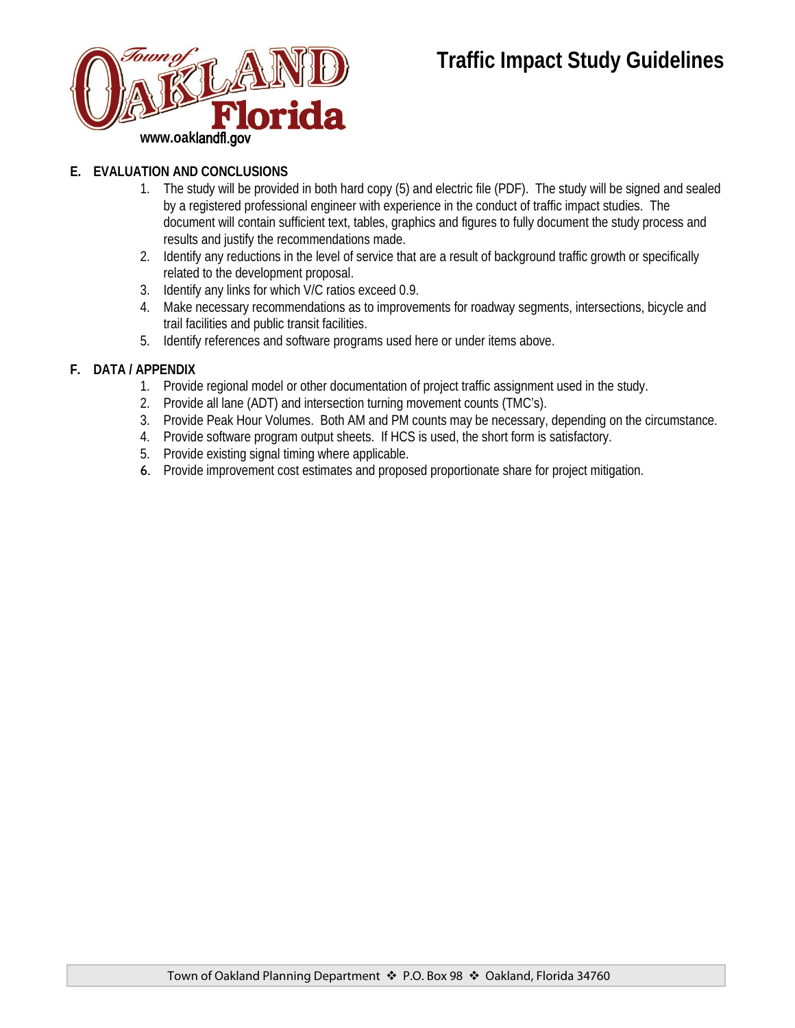# Traffic Impact Study Guidelines

## E. EVALUATION AND CONCLUSIONS

1. The study will be provided in both hard copy (5) and electric file (PDF). The study will be signed and sealed by a registered professional engineer with experience in the conduct of traffic impact studies. The document will contain sufficient text, tables, graphics and figures to fully document the study process and results and justify the recommendations made.
2. Identify any reductions in the level of service that are a result of background traffic growth or specifically related to the development proposal.
3. Identify any links for which V/C ratios exceed 0.9.
4. Make necessary recommendations as to improvements for roadway segments, intersections, bicycle and trail facilities and public transit facilities.
5. Identify references and software programs used here or under items above.

## F. DATA / APPENDIX

1. Provide regional model or other documentation of project traffic assignment used in the study.
2. Provide all lane (ADT) and intersection turning movement counts (TMC's).
3. Provide Peak Hour Volumes. Both AM and PM counts may be necessary, depending on the circumstance.
4. Provide software program output sheets. If HCS is used, the short form is satisfactory.
5. Provide existing signal timing where applicable.
6. Provide improvement cost estimates and proposed proportionate share for project mitigation.